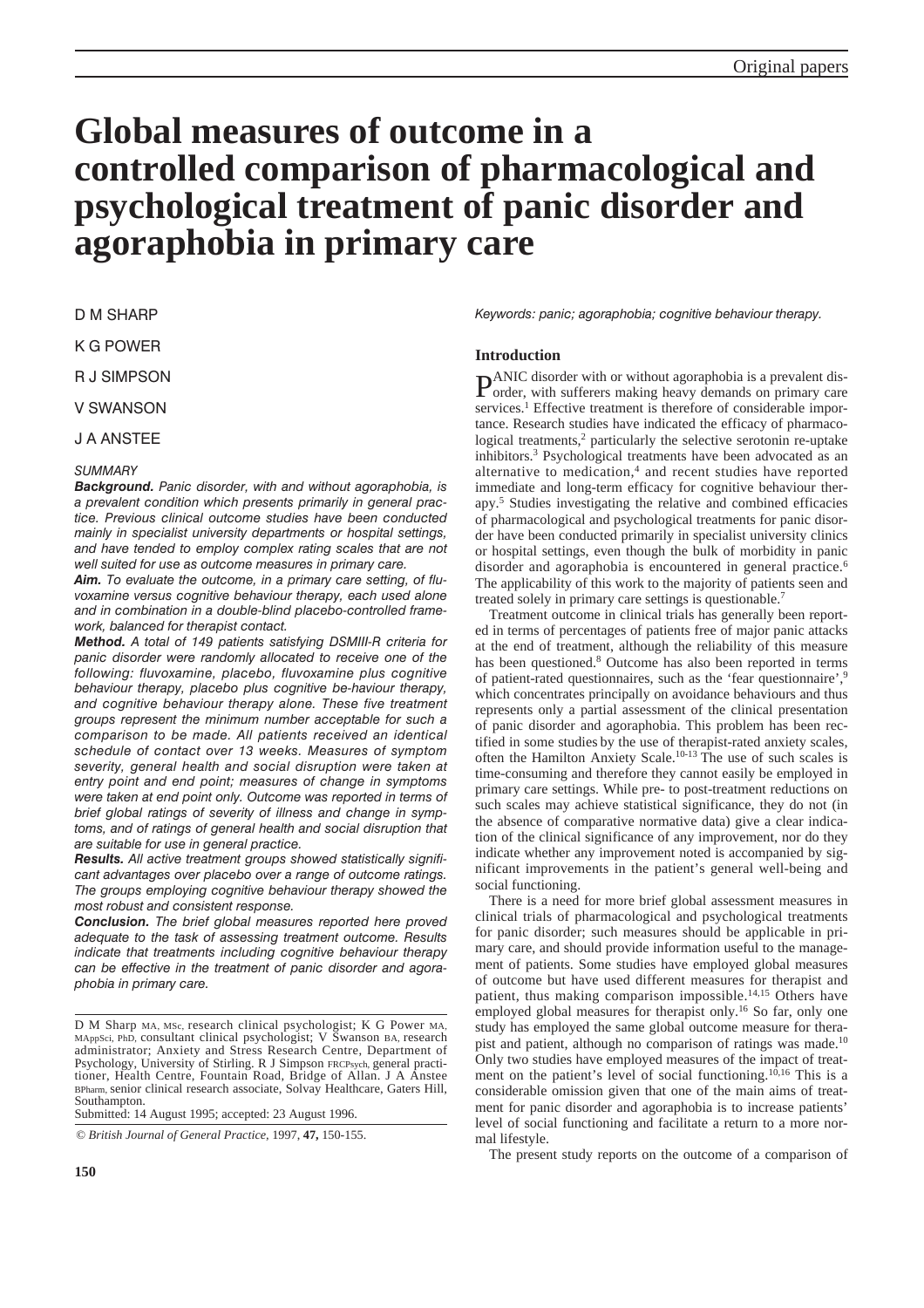# Global measures of outcome in a controlled comparison of pharmacological and psychological treatment of panic disorder and agoraphobia in primary care

D M SHARP

K G POWER

R J SIMPSON

V SWANSON

J A ANSTEE

*SUMMARY*

***Background.*** *Panic disorder, with and without agoraphobia, is a prevalent condition which presents primarily in general practice. Previous clinical outcome studies have been conducted mainly in specialist university departments or hospital settings, and have tended to employ complex rating scales that are not well suited for use as outcome measures in primary care.*

***Aim.*** *To evaluate the outcome, in a primary care setting, of fluvoxamine versus cognitive behaviour therapy, each used alone and in combination in a double-blind placebo-controlled framework, balanced for therapist contact.*

***Method.*** *A total of 149 patients satisfying DSMIII-R criteria for panic disorder were randomly allocated to receive one of the following: fluvoxamine, placebo, fluvoxamine plus cognitive behaviour therapy, placebo plus cognitive be-haviour therapy, and cognitive behaviour therapy alone. These five treatment groups represent the minimum number acceptable for such a comparison to be made. All patients received an identical schedule of contact over 13 weeks. Measures of symptom severity, general health and social disruption were taken at entry point and end point; measures of change in symptoms were taken at end point only. Outcome was reported in terms of brief global ratings of severity of illness and change in symptoms, and of ratings of general health and social disruption that are suitable for use in general practice.*

***Results.*** *All active treatment groups showed statistically significant advantages over placebo over a range of outcome ratings. The groups employing cognitive behaviour therapy showed the most robust and consistent response.*

***Conclusion.*** *The brief global measures reported here proved adequate to the task of assessing treatment outcome. Results indicate that treatments including cognitive behaviour therapy can be effective in the treatment of panic disorder and agoraphobia in primary care.*

D M Sharp MA, MSc, research clinical psychologist; K G Power MA, MAppSci, PhD, consultant clinical psychologist; V Swanson BA, research administrator; Anxiety and Stress Research Centre, Department of Psychology, University of Stirling. R J Simpson FRCPsych, general practitioner, Health Centre, Fountain Road, Bridge of Allan. J A Anstee BPharm, senior clinical research associate, Solvay Healthcare, Gaters Hill, Southampton.

Submitted: 14 August 1995; accepted: 23 August 1996.

© *British Journal of General Practice*, 1997, **47,** 150-155.

*Keywords: panic; agoraphobia; cognitive behaviour therapy.*

## Introduction

PANIC disorder with or without agoraphobia is a prevalent disorder, with sufferers making heavy demands on primary care services.[1] Effective treatment is therefore of considerable importance. Research studies have indicated the efficacy of pharmacological treatments,[2] particularly the selective serotonin re-uptake inhibitors.[3] Psychological treatments have been advocated as an alternative to medication,[4] and recent studies have reported immediate and long-term efficacy for cognitive behaviour therapy.[5] Studies investigating the relative and combined efficacies of pharmacological and psychological treatments for panic disorder have been conducted primarily in specialist university clinics or hospital settings, even though the bulk of morbidity in panic disorder and agoraphobia is encountered in general practice.[6] The applicability of this work to the majority of patients seen and treated solely in primary care settings is questionable.[7]

Treatment outcome in clinical trials has generally been reported in terms of percentages of patients free of major panic attacks at the end of treatment, although the reliability of this measure has been questioned.[8] Outcome has also been reported in terms of patient-rated questionnaires, such as the 'fear questionnaire',[9] which concentrates principally on avoidance behaviours and thus represents only a partial assessment of the clinical presentation of panic disorder and agoraphobia. This problem has been rectified in some studies by the use of therapist-rated anxiety scales, often the Hamilton Anxiety Scale.[10-13] The use of such scales is time-consuming and therefore they cannot easily be employed in primary care settings. While pre- to post-treatment reductions on such scales may achieve statistical significance, they do not (in the absence of comparative normative data) give a clear indication of the clinical significance of any improvement, nor do they indicate whether any improvement noted is accompanied by significant improvements in the patient's general well-being and social functioning.

There is a need for more brief global assessment measures in clinical trials of pharmacological and psychological treatments for panic disorder; such measures should be applicable in primary care, and should provide information useful to the management of patients. Some studies have employed global measures of outcome but have used different measures for therapist and patient, thus making comparison impossible.[14,15] Others have employed global measures for therapist only.[16] So far, only one study has employed the same global outcome measure for therapist and patient, although no comparison of ratings was made.[10] Only two studies have employed measures of the impact of treatment on the patient's level of social functioning.[10,16] This is a considerable omission given that one of the main aims of treatment for panic disorder and agoraphobia is to increase patients' level of social functioning and facilitate a return to a more normal lifestyle.

The present study reports on the outcome of a comparison of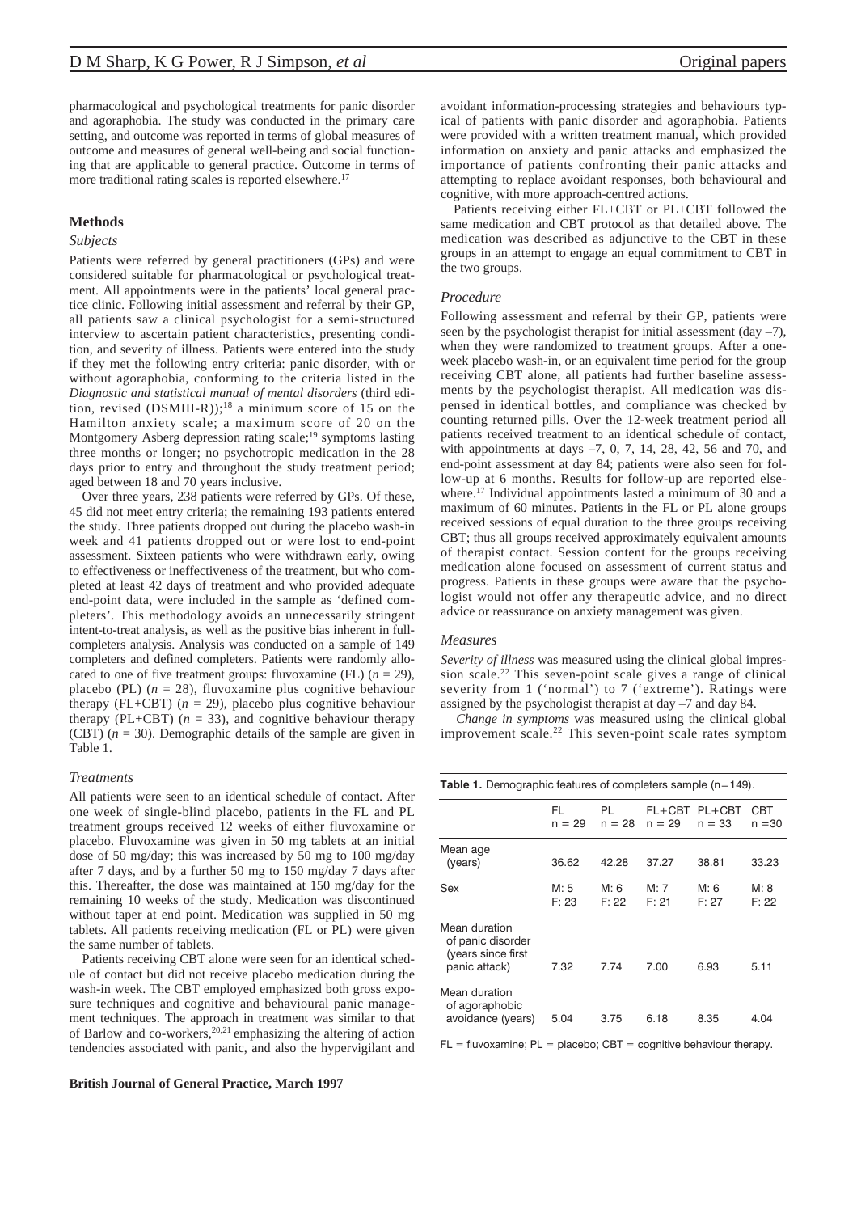pharmacological and psychological treatments for panic disorder and agoraphobia. The study was conducted in the primary care setting, and outcome was reported in terms of global measures of outcome and measures of general well-being and social functioning that are applicable to general practice. Outcome in terms of more traditional rating scales is reported elsewhere.[17]

## Methods

### Subjects

Patients were referred by general practitioners (GPs) and were considered suitable for pharmacological or psychological treatment. All appointments were in the patients' local general practice clinic. Following initial assessment and referral by their GP, all patients saw a clinical psychologist for a semi-structured interview to ascertain patient characteristics, presenting condition, and severity of illness. Patients were entered into the study if they met the following entry criteria: panic disorder, with or without agoraphobia, conforming to the criteria listed in the *Diagnostic and statistical manual of mental disorders* (third edition, revised (DSMIII-R));[18] a minimum score of 15 on the Hamilton anxiety scale; a maximum score of 20 on the Montgomery Asberg depression rating scale;[19] symptoms lasting three months or longer; no psychotropic medication in the 28 days prior to entry and throughout the study treatment period; aged between 18 and 70 years inclusive.

Over three years, 238 patients were referred by GPs. Of these, 45 did not meet entry criteria; the remaining 193 patients entered the study. Three patients dropped out during the placebo wash-in week and 41 patients dropped out or were lost to end-point assessment. Sixteen patients who were withdrawn early, owing to effectiveness or ineffectiveness of the treatment, but who completed at least 42 days of treatment and who provided adequate end-point data, were included in the sample as 'defined completers'. This methodology avoids an unnecessarily stringent intent-to-treat analysis, as well as the positive bias inherent in full-completers analysis. Analysis was conducted on a sample of 149 completers and defined completers. Patients were randomly allocated to one of five treatment groups: fluvoxamine (FL) ($n$ = 29), placebo (PL) ($n$ = 28), fluvoxamine plus cognitive behaviour therapy (FL+CBT) ($n$ = 29), placebo plus cognitive behaviour therapy (PL+CBT) ($n$ = 33), and cognitive behaviour therapy (CBT) ($n$ = 30). Demographic details of the sample are given in Table 1.

### Treatments

All patients were seen to an identical schedule of contact. After one week of single-blind placebo, patients in the FL and PL treatment groups received 12 weeks of either fluvoxamine or placebo. Fluvoxamine was given in 50 mg tablets at an initial dose of 50 mg/day; this was increased by 50 mg to 100 mg/day after 7 days, and by a further 50 mg to 150 mg/day 7 days after this. Thereafter, the dose was maintained at 150 mg/day for the remaining 10 weeks of the study. Medication was discontinued without taper at end point. Medication was supplied in 50 mg tablets. All patients receiving medication (FL or PL) were given the same number of tablets.

Patients receiving CBT alone were seen for an identical schedule of contact but did not receive placebo medication during the wash-in week. The CBT employed emphasized both gross exposure techniques and cognitive and behavioural panic management techniques. The approach in treatment was similar to that of Barlow and co-workers,[20,21] emphasizing the altering of action tendencies associated with panic, and also the hypervigilant and avoidant information-processing strategies and behaviours typical of patients with panic disorder and agoraphobia. Patients were provided with a written treatment manual, which provided information on anxiety and panic attacks and emphasized the importance of patients confronting their panic attacks and attempting to replace avoidant responses, both behavioural and cognitive, with more approach-centred actions.

Patients receiving either FL+CBT or PL+CBT followed the same medication and CBT protocol as that detailed above. The medication was described as adjunctive to the CBT in these groups in an attempt to engage an equal commitment to CBT in the two groups.

### Procedure

Following assessment and referral by their GP, patients were seen by the psychologist therapist for initial assessment (day –7), when they were randomized to treatment groups. After a one-week placebo wash-in, or an equivalent time period for the group receiving CBT alone, all patients had further baseline assessments by the psychologist therapist. All medication was dispensed in identical bottles, and compliance was checked by counting returned pills. Over the 12-week treatment period all patients received treatment to an identical schedule of contact, with appointments at days –7, 0, 7, 14, 28, 42, 56 and 70, and end-point assessment at day 84; patients were also seen for follow-up at 6 months. Results for follow-up are reported elsewhere.[17] Individual appointments lasted a minimum of 30 and a maximum of 60 minutes. Patients in the FL or PL alone groups received sessions of equal duration to the three groups receiving CBT; thus all groups received approximately equivalent amounts of therapist contact. Session content for the groups receiving medication alone focused on assessment of current status and progress. Patients in these groups were aware that the psychologist would not offer any therapeutic advice, and no direct advice or reassurance on anxiety management was given.

### Measures

*Severity of illness* was measured using the clinical global impression scale.[22] This seven-point scale gives a range of clinical severity from 1 ('normal') to 7 ('extreme'). Ratings were assigned by the psychologist therapist at day –7 and day 84.

*Change in symptoms* was measured using the clinical global improvement scale.[22] This seven-point scale rates symptom

**Table 1.** Demographic features of completers sample (n=149).

| | FL n = 29 | PL n = 28 | FL+CBT n = 29 | PL+CBT n = 33 | CBT n =30 |
|---|---|---|---|---|---|
| Mean age (years) | 36.62 | 42.28 | 37.27 | 38.81 | 33.23 |
| Sex | M: 5 F: 23 | M: 6 F: 22 | M: 7 F: 21 | M: 6 F: 27 | M: 8 F: 22 |
| Mean duration of panic disorder (years since first panic attack) | 7.32 | 7.74 | 7.00 | 6.93 | 5.11 |
| Mean duration of agoraphobic avoidance (years) | 5.04 | 3.75 | 6.18 | 8.35 | 4.04 |

FL = fluvoxamine; PL = placebo; CBT = cognitive behaviour therapy.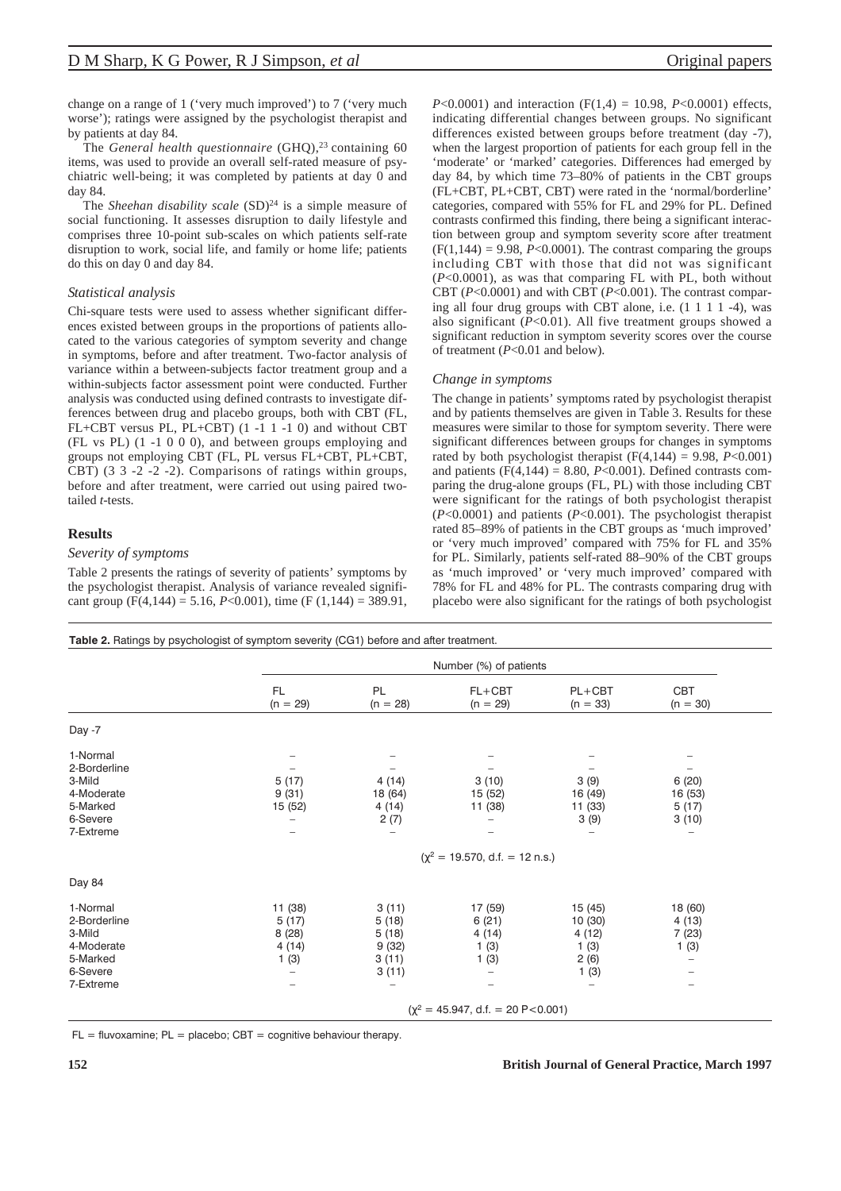change on a range of 1 ('very much improved') to 7 ('very much worse'); ratings were assigned by the psychologist therapist and by patients at day 84.

The *General health questionnaire* (GHQ),[23] containing 60 items, was used to provide an overall self-rated measure of psychiatric well-being; it was completed by patients at day 0 and day 84.

The *Sheehan disability scale* (SD)[24] is a simple measure of social functioning. It assesses disruption to daily lifestyle and comprises three 10-point sub-scales on which patients self-rate disruption to work, social life, and family or home life; patients do this on day 0 and day 84.

### *Statistical analysis*

Chi-square tests were used to assess whether significant differences existed between groups in the proportions of patients allocated to the various categories of symptom severity and change in symptoms, before and after treatment. Two-factor analysis of variance within a between-subjects factor treatment group and a within-subjects factor assessment point were conducted. Further analysis was conducted using defined contrasts to investigate differences between drug and placebo groups, both with CBT (FL, FL+CBT versus PL, PL+CBT) (1 -1 1 -1 0) and without CBT (FL vs PL) (1 -1 0 0 0), and between groups employing and groups not employing CBT (FL, PL versus FL+CBT, PL+CBT, CBT) (3 3 -2 -2 -2). Comparisons of ratings within groups, before and after treatment, were carried out using paired two-tailed *t*-tests.

## **Results**

### *Severity of symptoms*

Table 2 presents the ratings of severity of patients' symptoms by the psychologist therapist. Analysis of variance revealed significant group ($F(4,144) = 5.16$, $P<0.001$), time ($F(1,144) = 389.91$, $P<0.0001$) and interaction ($F(1,4) = 10.98$, $P<0.0001$) effects, indicating differential changes between groups. No significant differences existed between groups before treatment (day -7), when the largest proportion of patients for each group fell in the 'moderate' or 'marked' categories. Differences had emerged by day 84, by which time 73–80% of patients in the CBT groups (FL+CBT, PL+CBT, CBT) were rated in the 'normal/borderline' categories, compared with 55% for FL and 29% for PL. Defined contrasts confirmed this finding, there being a significant interaction between group and symptom severity score after treatment ($F(1,144) = 9.98$, $P<0.0001$). The contrast comparing the groups including CBT with those that did not was significant ($P<0.0001$), as was that comparing FL with PL, both without CBT ($P<0.0001$) and with CBT ($P<0.001$). The contrast comparing all four drug groups with CBT alone, i.e. (1 1 1 1 -4), was also significant ($P<0.01$). All five treatment groups showed a significant reduction in symptom severity scores over the course of treatment ($P<0.01$ and below).

### *Change in symptoms*

The change in patients' symptoms rated by psychologist therapist and by patients themselves are given in Table 3. Results for these measures were similar to those for symptom severity. There were significant differences between groups for changes in symptoms rated by both psychologist therapist ($F(4,144) = 9.98$, $P<0.001$) and patients ($F(4,144) = 8.80$, $P<0.001$). Defined contrasts comparing the drug-alone groups (FL, PL) with those including CBT were significant for the ratings of both psychologist therapist ($P<0.0001$) and patients ($P<0.001$). The psychologist therapist rated 85–89% of patients in the CBT groups as 'much improved' or 'very much improved' compared with 75% for FL and 35% for PL. Similarly, patients self-rated 88–90% of the CBT groups as 'much improved' or 'very much improved' compared with 78% for FL and 48% for PL. The contrasts comparing drug with placebo were also significant for the ratings of both psychologist

**Table 2.** Ratings by psychologist of symptom severity (CG1) before and after treatment.

| | Number (%) of patients | | | | |
|---|---|---|---|---|---|
| | FL (n = 29) | PL (n = 28) | FL+CBT (n = 29) | PL+CBT (n = 33) | CBT (n = 30) |
| **Day -7** | | | | | |
| 1-Normal | – | – | – | – | – |
| 2-Borderline | – | – | – | – | – |
| 3-Mild | 5 (17) | 4 (14) | 3 (10) | 3 (9) | 6 (20) |
| 4-Moderate | 9 (31) | 18 (64) | 15 (52) | 16 (49) | 16 (53) |
| 5-Marked | 15 (52) | 4 (14) | 11 (38) | 11 (33) | 5 (17) |
| 6-Severe | – | 2 (7) | – | 3 (9) | 3 (10) |
| 7-Extreme | – | – | – | – | – |
| | ($\chi^2 = 19.570$, d.f. = 12 n.s.) | | | | |
| **Day 84** | | | | | |
| 1-Normal | 11 (38) | 3 (11) | 17 (59) | 15 (45) | 18 (60) |
| 2-Borderline | 5 (17) | 5 (18) | 6 (21) | 10 (30) | 4 (13) |
| 3-Mild | 8 (28) | 5 (18) | 4 (14) | 4 (12) | 7 (23) |
| 4-Moderate | 4 (14) | 9 (32) | 1 (3) | 1 (3) | 1 (3) |
| 5-Marked | 1 (3) | 3 (11) | 1 (3) | 2 (6) | – |
| 6-Severe | – | 3 (11) | – | 1 (3) | – |
| 7-Extreme | – | – | – | – | – |
| | ($\chi^2 = 45.947$, d.f. = 20 $P<0.001$) | | | | |

FL = fluvoxamine; PL = placebo; CBT = cognitive behaviour therapy.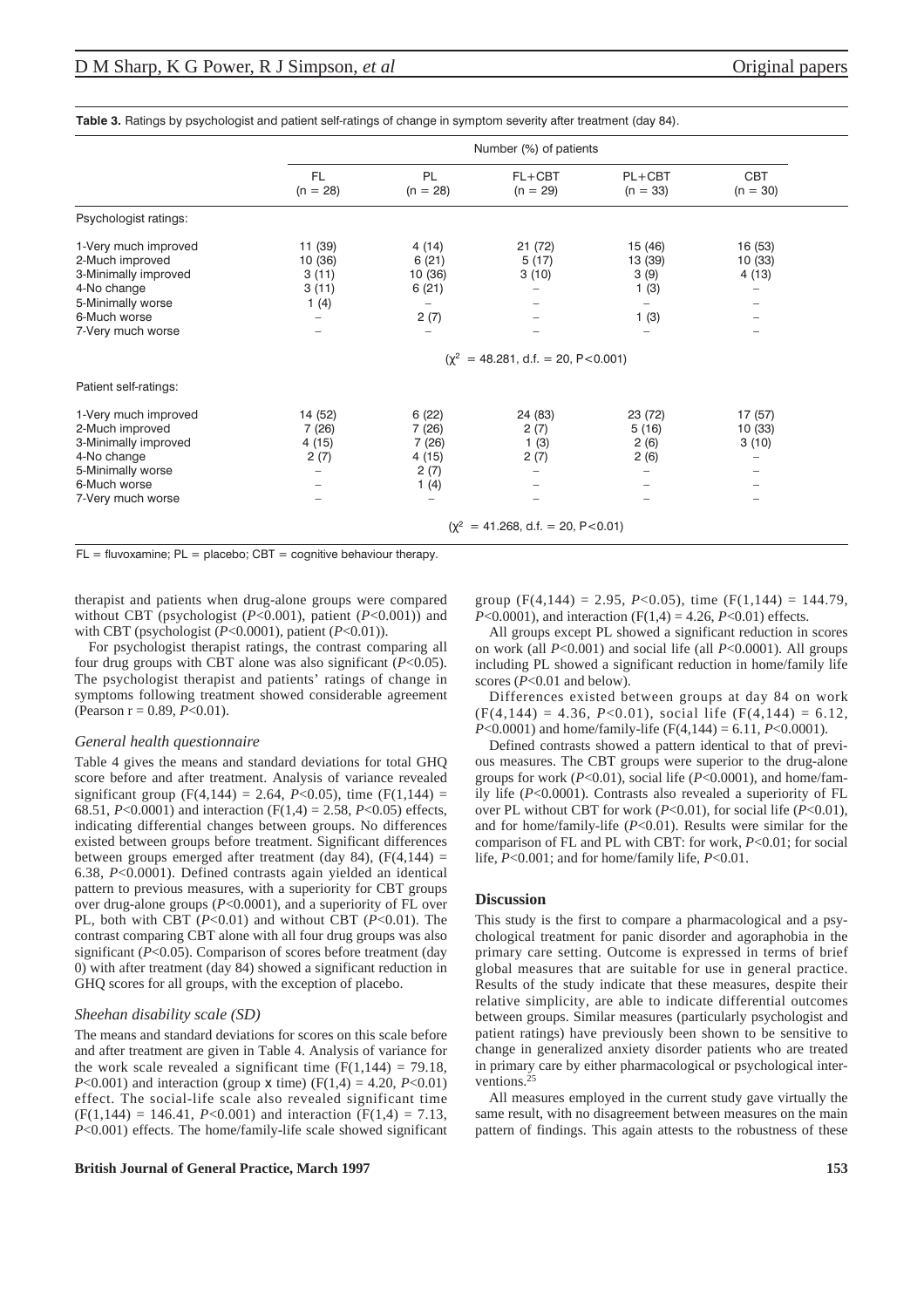**Table 3.** Ratings by psychologist and patient self-ratings of change in symptom severity after treatment (day 84).

| | Number (%) of patients | | | | |
|---|---|---|---|---|---|
| | FL (n = 28) | PL (n = 28) | FL+CBT (n = 29) | PL+CBT (n = 33) | CBT (n = 30) |
| Psychologist ratings: | | | | | |
| 1-Very much improved | 11 (39) | 4 (14) | 21 (72) | 15 (46) | 16 (53) |
| 2-Much improved | 10 (36) | 6 (21) | 5 (17) | 13 (39) | 10 (33) |
| 3-Minimally improved | 3 (11) | 10 (36) | 3 (10) | 3 (9) | 4 (13) |
| 4-No change | 3 (11) | 6 (21) | – | 1 (3) | – |
| 5-Minimally worse | 1 (4) | – | – | – | – |
| 6-Much worse | – | 2 (7) | – | 1 (3) | – |
| 7-Very much worse | – | – | – | – | – |
| | | | ($\chi^2$ = 48.281, d.f. = 20, P<0.001) | | |
| Patient self-ratings: | | | | | |
| 1-Very much improved | 14 (52) | 6 (22) | 24 (83) | 23 (72) | 17 (57) |
| 2-Much improved | 7 (26) | 7 (26) | 2 (7) | 5 (16) | 10 (33) |
| 3-Minimally improved | 4 (15) | 7 (26) | 1 (3) | 2 (6) | 3 (10) |
| 4-No change | 2 (7) | 4 (15) | 2 (7) | 2 (6) | – |
| 5-Minimally worse | – | 2 (7) | – | – | – |
| 6-Much worse | – | 1 (4) | – | – | – |
| 7-Very much worse | – | – | – | – | – |
| | | | ($\chi^2$ = 41.268, d.f. = 20, P<0.01) | | |

FL = fluvoxamine; PL = placebo; CBT = cognitive behaviour therapy.

therapist and patients when drug-alone groups were compared without CBT (psychologist ($P$<0.001), patient ($P$<0.001)) and with CBT (psychologist ($P$<0.0001), patient ($P$<0.01)).

For psychologist therapist ratings, the contrast comparing all four drug groups with CBT alone was also significant ($P$<0.05). The psychologist therapist and patients' ratings of change in symptoms following treatment showed considerable agreement (Pearson r = 0.89, $P$<0.01).

### *General health questionnaire*

Table 4 gives the means and standard deviations for total GHQ score before and after treatment. Analysis of variance revealed significant group ($F(4,144)$ = 2.64, $P$<0.05), time ($F(1,144)$ = 68.51, $P$<0.0001) and interaction ($F(1,4)$ = 2.58, $P$<0.05) effects, indicating differential changes between groups. No differences existed between groups before treatment. Significant differences between groups emerged after treatment (day 84), ($F(4,144)$ = 6.38, $P$<0.0001). Defined contrasts again yielded an identical pattern to previous measures, with a superiority for CBT groups over drug-alone groups ($P$<0.0001), and a superiority of FL over PL, both with CBT ($P$<0.01) and without CBT ($P$<0.01). The contrast comparing CBT alone with all four drug groups was also significant ($P$<0.05). Comparison of scores before treatment (day 0) with after treatment (day 84) showed a significant reduction in GHQ scores for all groups, with the exception of placebo.

### *Sheehan disability scale (SD)*

The means and standard deviations for scores on this scale before and after treatment are given in Table 4. Analysis of variance for the work scale revealed a significant time ($F(1,144)$ = 79.18, $P$<0.001) and interaction (group x time) ($F(1,4)$ = 4.20, $P$<0.01) effect. The social-life scale also revealed significant time ($F(1,144)$ = 146.41, $P$<0.001) and interaction ($F(1,4)$ = 7.13, $P$<0.001) effects. The home/family-life scale showed significant group ($F(4,144)$ = 2.95, $P$<0.05), time ($F(1,144)$ = 144.79, $P$<0.0001), and interaction ($F(1,4)$ = 4.26, $P$<0.01) effects.

All groups except PL showed a significant reduction in scores on work (all $P$<0.001) and social life (all $P$<0.0001). All groups including PL showed a significant reduction in home/family life scores ($P$<0.01 and below).

Differences existed between groups at day 84 on work ($F(4,144)$ = 4.36, $P$<0.01), social life ($F(4,144)$ = 6.12, $P$<0.0001) and home/family-life ($F(4,144)$ = 6.11, $P$<0.0001).

Defined contrasts showed a pattern identical to that of previous measures. The CBT groups were superior to the drug-alone groups for work ($P$<0.01), social life ($P$<0.0001), and home/family life ($P$<0.0001). Contrasts also revealed a superiority of FL over PL without CBT for work ($P$<0.01), for social life ($P$<0.01), and for home/family-life ($P$<0.01). Results were similar for the comparison of FL and PL with CBT: for work, $P$<0.01; for social life, $P$<0.001; and for home/family life, $P$<0.01.

## Discussion

This study is the first to compare a pharmacological and a psychological treatment for panic disorder and agoraphobia in the primary care setting. Outcome is expressed in terms of brief global measures that are suitable for use in general practice. Results of the study indicate that these measures, despite their relative simplicity, are able to indicate differential outcomes between groups. Similar measures (particularly psychologist and patient ratings) have previously been shown to be sensitive to change in generalized anxiety disorder patients who are treated in primary care by either pharmacological or psychological interventions.[25]

All measures employed in the current study gave virtually the same result, with no disagreement between measures on the main pattern of findings. This again attests to the robustness of these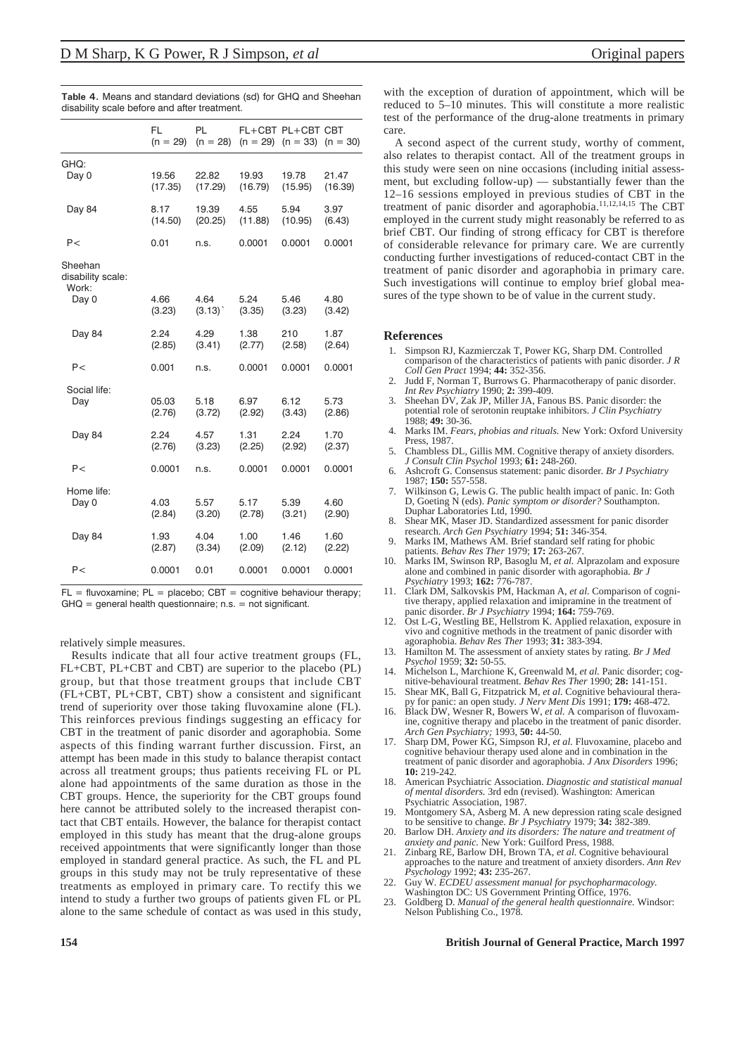**Table 4.** Means and standard deviations (sd) for GHQ and Sheehan disability scale before and after treatment.

| | FL (n = 29) | PL (n = 28) | FL+CBT (n = 29) | PL+CBT (n = 33) | CBT (n = 30) |
|---|---|---|---|---|---|
| GHQ: | | | | | |
| Day 0 | 19.56 (17.35) | 22.82 (17.29) | 19.93 (16.79) | 19.78 (15.95) | 21.47 (16.39) |
| Day 84 | 8.17 (14.50) | 19.39 (20.25) | 4.55 (11.88) | 5.94 (10.95) | 3.97 (6.43) |
| P< | 0.01 | n.s. | 0.0001 | 0.0001 | 0.0001 |
| Sheehan disability scale: | | | | | |
| Work: | | | | | |
| Day 0 | 4.66 (3.23) | 4.64 (3.13)` | 5.24 (3.35) | 5.46 (3.23) | 4.80 (3.42) |
| Day 84 | 2.24 (2.85) | 4.29 (3.41) | 1.38 (2.77) | 210 (2.58) | 1.87 (2.64) |
| P< | 0.001 | n.s. | 0.0001 | 0.0001 | 0.0001 |
| Social life: | | | | | |
| Day | 05.03 (2.76) | 5.18 (3.72) | 6.97 (2.92) | 6.12 (3.43) | 5.73 (2.86) |
| Day 84 | 2.24 (2.76) | 4.57 (3.23) | 1.31 (2.25) | 2.24 (2.92) | 1.70 (2.37) |
| P< | 0.0001 | n.s. | 0.0001 | 0.0001 | 0.0001 |
| Home life: | | | | | |
| Day 0 | 4.03 (2.84) | 5.57 (3.20) | 5.17 (2.78) | 5.39 (3.21) | 4.60 (2.90) |
| Day 84 | 1.93 (2.87) | 4.04 (3.34) | 1.00 (2.09) | 1.46 (2.12) | 1.60 (2.22) |
| P< | 0.0001 | 0.01 | 0.0001 | 0.0001 | 0.0001 |

FL = fluvoxamine; PL = placebo; CBT = cognitive behaviour therapy; GHQ = general health questionnaire; n.s. = not significant.

relatively simple measures.

Results indicate that all four active treatment groups (FL, FL+CBT, PL+CBT and CBT) are superior to the placebo (PL) group, but that those treatment groups that include CBT (FL+CBT, PL+CBT, CBT) show a consistent and significant trend of superiority over those taking fluvoxamine alone (FL). This reinforces previous findings suggesting an efficacy for CBT in the treatment of panic disorder and agoraphobia. Some aspects of this finding warrant further discussion. First, an attempt has been made in this study to balance therapist contact across all treatment groups; thus patients receiving FL or PL alone had appointments of the same duration as those in the CBT groups. Hence, the superiority for the CBT groups found here cannot be attributed solely to the increased therapist contact that CBT entails. However, the balance for therapist contact employed in this study has meant that the drug-alone groups received appointments that were significantly longer than those employed in standard general practice. As such, the FL and PL groups in this study may not be truly representative of these treatments as employed in primary care. To rectify this we intend to study a further two groups of patients given FL or PL alone to the same schedule of contact as was used in this study, with the exception of duration of appointment, which will be reduced to 5–10 minutes. This will constitute a more realistic test of the performance of the drug-alone treatments in primary care.

A second aspect of the current study, worthy of comment, also relates to therapist contact. All of the treatment groups in this study were seen on nine occasions (including initial assessment, but excluding follow-up) — substantially fewer than the 12–16 sessions employed in previous studies of CBT in the treatment of panic disorder and agoraphobia.[11,12,14,15] The CBT employed in the current study might reasonably be referred to as brief CBT. Our finding of strong efficacy for CBT is therefore of considerable relevance for primary care. We are currently conducting further investigations of reduced-contact CBT in the treatment of panic disorder and agoraphobia in primary care. Such investigations will continue to employ brief global measures of the type shown to be of value in the current study.

## References

1. Simpson RJ, Kazmierczak T, Power KG, Sharp DM. Controlled comparison of the characteristics of patients with panic disorder. *J R Coll Gen Pract* 1994; **44:** 352-356.
2. Judd F, Norman T, Burrows G. Pharmacotherapy of panic disorder. *Int Rev Psychiatry* 1990; **2:** 399-409.
3. Sheehan DV, Zak JP, Miller JA, Fanous BS. Panic disorder: the potential role of serotonin reuptake inhibitors. *J Clin Psychiatry* 1988; **49:** 30-36.
4. Marks IM. *Fears, phobias and rituals.* New York: Oxford University Press, 1987.
5. Chambless DL, Gillis MM. Cognitive therapy of anxiety disorders. *J Consult Clin Psychol* 1993; **61:** 248-260.
6. Ashcroft G. Consensus statement: panic disorder. *Br J Psychiatry* 1987; **150:** 557-558.
7. Wilkinson G, Lewis G. The public health impact of panic. In: Goth D, Goeting N (eds). *Panic symptom or disorder?* Southampton. Duphar Laboratories Ltd, 1990.
8. Shear MK, Maser JD. Standardized assessment for panic disorder research. *Arch Gen Psychiatry* 1994; **51:** 346-354.
9. Marks IM, Mathews AM. Brief standard self rating for phobic patients. *Behav Res Ther* 1979; **17:** 263-267.
10. Marks IM, Swinson RP, Basoglu M, *et al.* Alprazolam and exposure alone and combined in panic disorder with agoraphobia. *Br J Psychiatry* 1993; **162:** 776-787.
11. Clark DM, Salkovskis PM, Hackman A, *et al.* Comparison of cognitive therapy, applied relaxation and imipramine in the treatment of panic disorder. *Br J Psychiatry* 1994; **164:** 759-769.
12. Ost L-G, Westling BE, Hellstrom K. Applied relaxation, exposure in vivo and cognitive methods in the treatment of panic disorder with agoraphobia. *Behav Res Ther* 1993; **31:** 383-394.
13. Hamilton M. The assessment of anxiety states by rating. *Br J Med Psychol* 1959; **32:** 50-55.
14. Michelson L, Marchione K, Greenwald M, *et al.* Panic disorder; cognitive-behavioural treatment. *Behav Res Ther* 1990; **28:** 141-151.
15. Shear MK, Ball G, Fitzpatrick M, *et al.* Cognitive behavioural therapy for panic: an open study. *J Nerv Ment Dis* 1991; **179:** 468-472.
16. Black DW, Wesner R, Bowers W, *et al.* A comparison of fluvoxamine, cognitive therapy and placebo in the treatment of panic disorder. *Arch Gen Psychiatry;* 1993, **50:** 44-50.
17. Sharp DM, Power KG, Simpson RJ, *et al.* Fluvoxamine, placebo and cognitive behaviour therapy used alone and in combination in the treatment of panic disorder and agoraphobia. *J Anx Disorders* 1996; **10:** 219-242.
18. American Psychiatric Association. *Diagnostic and statistical manual of mental disorders.* 3rd edn (revised). Washington: American Psychiatric Association, 1987.
19. Montgomery SA, Asberg M. A new depression rating scale designed to be sensitive to change. *Br J Psychiatry* 1979; **34:** 382-389.
20. Barlow DH. *Anxiety and its disorders: The nature and treatment of anxiety and panic.* New York: Guilford Press, 1988.
21. Zinbarg RE, Barlow DH, Brown TA, *et al.* Cognitive behavioural approaches to the nature and treatment of anxiety disorders. *Ann Rev Psychology* 1992; **43:** 235-267.
22. Guy W. *ECDEU assessment manual for psychopharmacology.* Washington DC: US Government Printing Office, 1976.
23. Goldberg D. *Manual of the general health questionnaire.* Windsor: Nelson Publishing Co., 1978.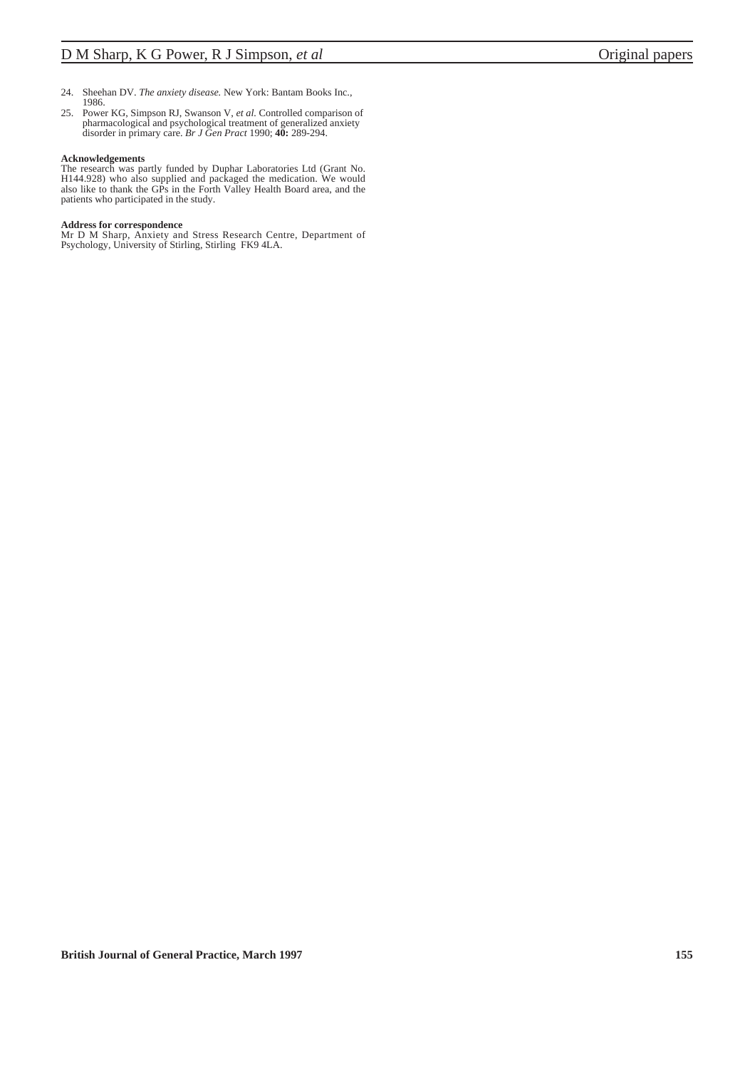24. Sheehan DV. *The anxiety disease.* New York: Bantam Books Inc., 1986.
25. Power KG, Simpson RJ, Swanson V, *et al.* Controlled comparison of pharmacological and psychological treatment of generalized anxiety disorder in primary care. *Br J Gen Pract* 1990; **40:** 289-294.

**Acknowledgements**

The research was partly funded by Duphar Laboratories Ltd (Grant No. H144.928) who also supplied and packaged the medication. We would also like to thank the GPs in the Forth Valley Health Board area, and the patients who participated in the study.

**Address for correspondence**

Mr D M Sharp, Anxiety and Stress Research Centre, Department of Psychology, University of Stirling, Stirling FK9 4LA.